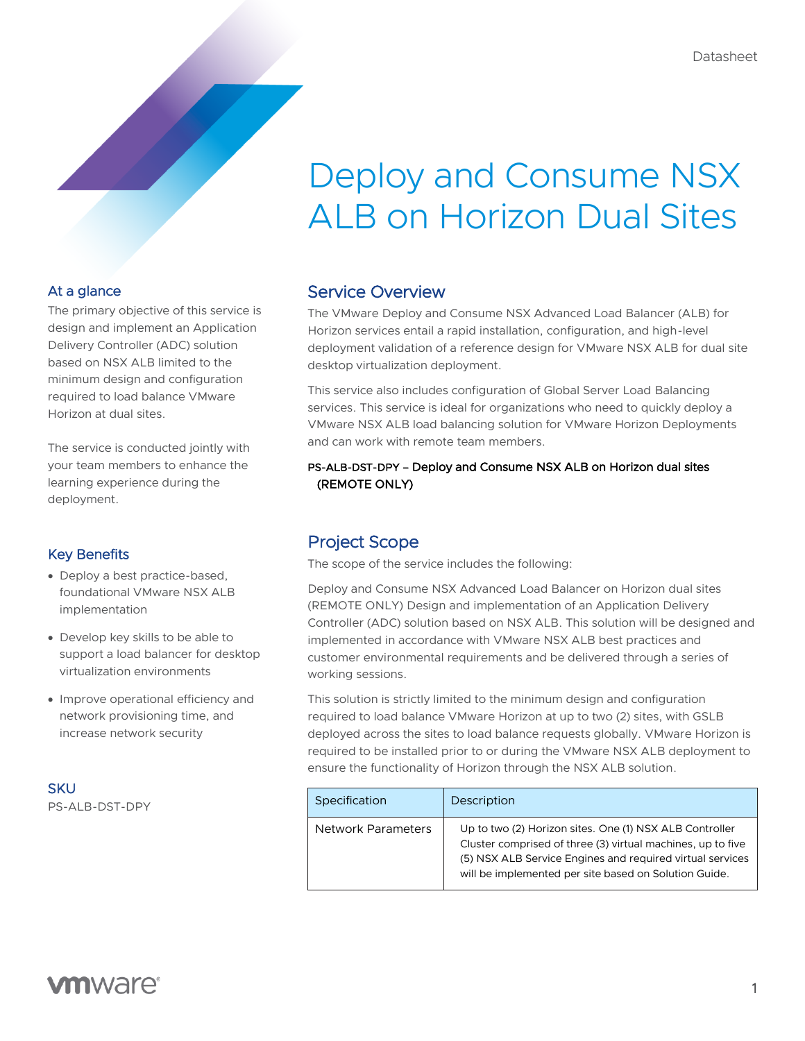Datasheet

# Deploy and Consume NSX ALB on Horizon Dual Sites

## At a glance

The primary objective of this service is design and implement an Application Delivery Controller (ADC) solution based on NSX ALB limited to the minimum design and configuration required to load balance VMware Horizon at dual sites.

The service is conducted jointly with your team members to enhance the learning experience during the deployment.

## Key Benefits

- Deploy a best practice-based, foundational VMware NSX ALB implementation
- Develop key skills to be able to support a load balancer for desktop virtualization environments
- Improve operational efficiency and network provisioning time, and increase network security

## SKU

PS-ALB-DST-DPY

## Service Overview

The VMware Deploy and Consume NSX Advanced Load Balancer (ALB) for Horizon services entail a rapid installation, configuration, and high-level deployment validation of a reference design for VMware NSX ALB for dual site desktop virtualization deployment.

This service also includes configuration of Global Server Load Balancing services. This service is ideal for organizations who need to quickly deploy a VMware NSX ALB load balancing solution for VMware Horizon Deployments and can work with remote team members.

PS-ALB-DST-DPY – Deploy and Consume NSX ALB on Horizon dual sites (REMOTE ONLY)

## Project Scope

The scope of the service includes the following:

Deploy and Consume NSX Advanced Load Balancer on Horizon dual sites (REMOTE ONLY) Design and implementation of an Application Delivery Controller (ADC) solution based on NSX ALB. This solution will be designed and implemented in accordance with VMware NSX ALB best practices and customer environmental requirements and be delivered through a series of working sessions.

This solution is strictly limited to the minimum design and configuration required to load balance VMware Horizon at up to two (2) sites, with GSLB deployed across the sites to load balance requests globally. VMware Horizon is required to be installed prior to or during the VMware NSX ALB deployment to ensure the functionality of Horizon through the NSX ALB solution.

| Specification | Description |
| --- | --- |
| Network Parameters | Up to two (2) Horizon sites. One (1) NSX ALB Controller Cluster comprised of three (3) virtual machines, up to five (5) NSX ALB Service Engines and required virtual services will be implemented per site based on Solution Guide. |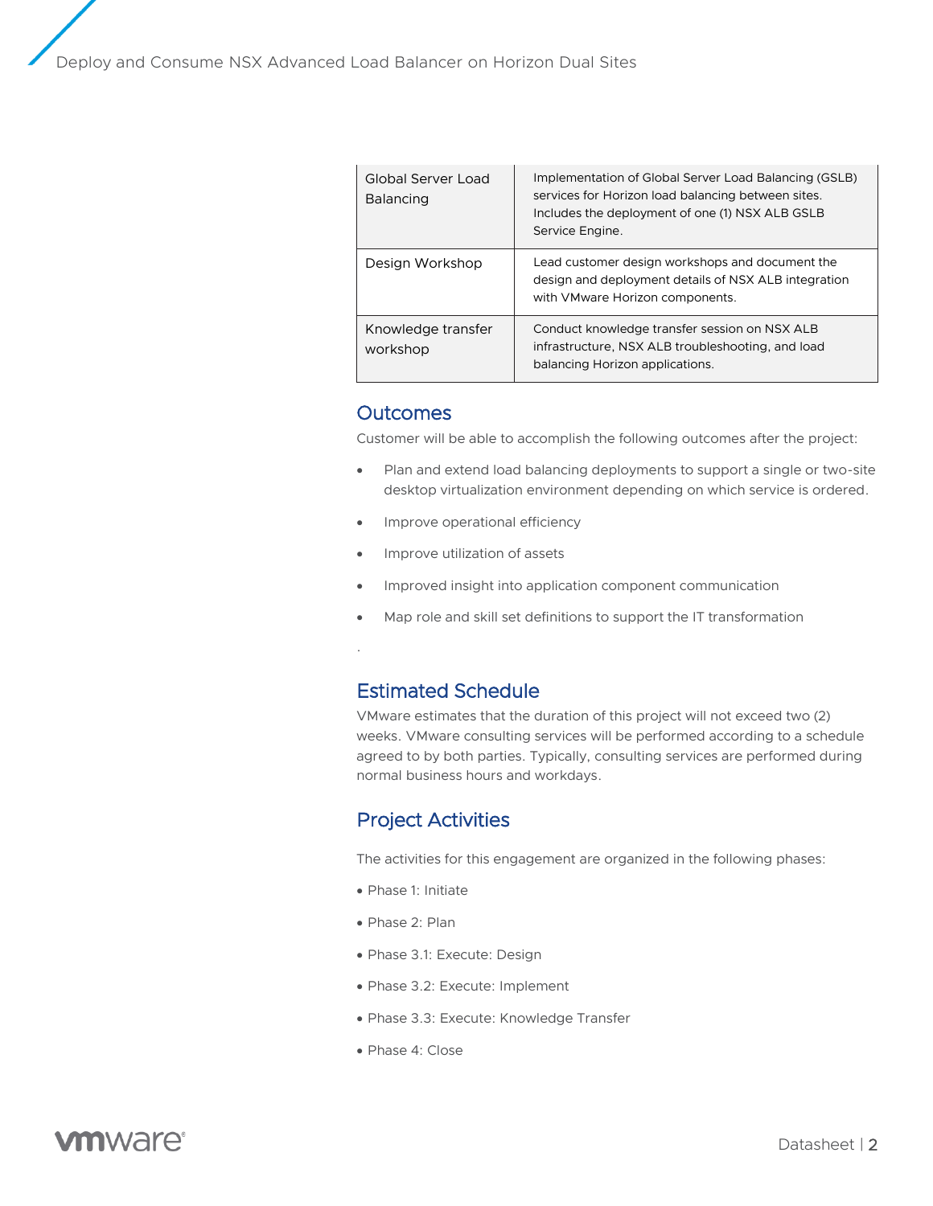| | |
|---|---|
| Global Server Load Balancing | Implementation of Global Server Load Balancing (GSLB) services for Horizon load balancing between sites. Includes the deployment of one (1) NSX ALB GSLB Service Engine. |
| Design Workshop | Lead customer design workshops and document the design and deployment details of NSX ALB integration with VMware Horizon components. |
| Knowledge transfer workshop | Conduct knowledge transfer session on NSX ALB infrastructure, NSX ALB troubleshooting, and load balancing Horizon applications. |

## Outcomes

Customer will be able to accomplish the following outcomes after the project:

- Plan and extend load balancing deployments to support a single or two-site desktop virtualization environment depending on which service is ordered.
- Improve operational efficiency
- Improve utilization of assets
- Improved insight into application component communication
- Map role and skill set definitions to support the IT transformation

.

## Estimated Schedule

VMware estimates that the duration of this project will not exceed two (2) weeks. VMware consulting services will be performed according to a schedule agreed to by both parties. Typically, consulting services are performed during normal business hours and workdays.

## Project Activities

The activities for this engagement are organized in the following phases:

- Phase 1: Initiate
- Phase 2: Plan
- Phase 3.1: Execute: Design
- Phase 3.2: Execute: Implement
- Phase 3.3: Execute: Knowledge Transfer
- Phase 4: Close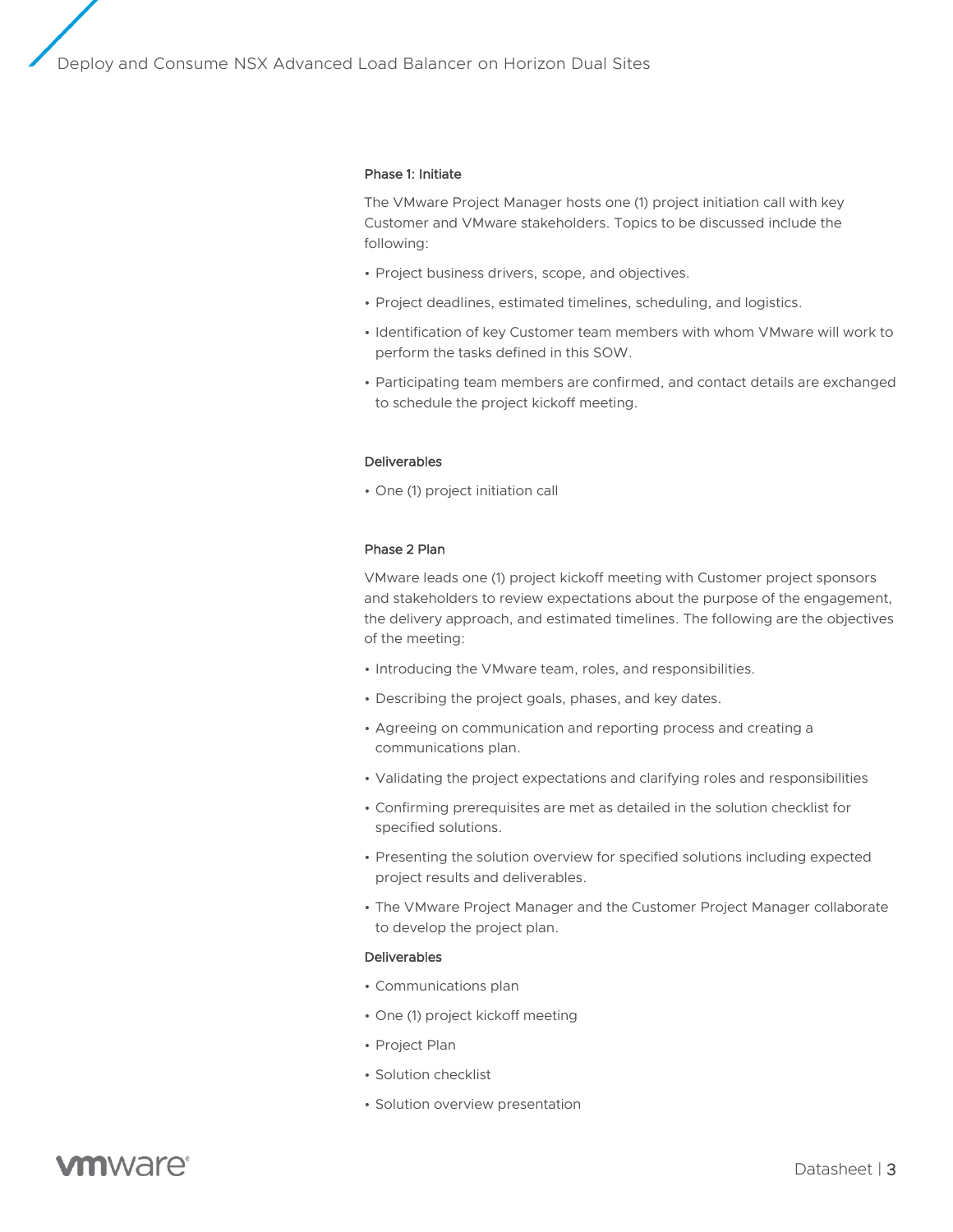### Phase 1: Initiate

The VMware Project Manager hosts one (1) project initiation call with key Customer and VMware stakeholders. Topics to be discussed include the following:

- Project business drivers, scope, and objectives.
- Project deadlines, estimated timelines, scheduling, and logistics.
- Identification of key Customer team members with whom VMware will work to perform the tasks defined in this SOW.
- Participating team members are confirmed, and contact details are exchanged to schedule the project kickoff meeting.

#### Deliverables

- One (1) project initiation call

### Phase 2 Plan

VMware leads one (1) project kickoff meeting with Customer project sponsors and stakeholders to review expectations about the purpose of the engagement, the delivery approach, and estimated timelines. The following are the objectives of the meeting:

- Introducing the VMware team, roles, and responsibilities.
- Describing the project goals, phases, and key dates.
- Agreeing on communication and reporting process and creating a communications plan.
- Validating the project expectations and clarifying roles and responsibilities
- Confirming prerequisites are met as detailed in the solution checklist for specified solutions.
- Presenting the solution overview for specified solutions including expected project results and deliverables.
- The VMware Project Manager and the Customer Project Manager collaborate to develop the project plan.

#### Deliverables

- Communications plan
- One (1) project kickoff meeting
- Project Plan
- Solution checklist
- Solution overview presentation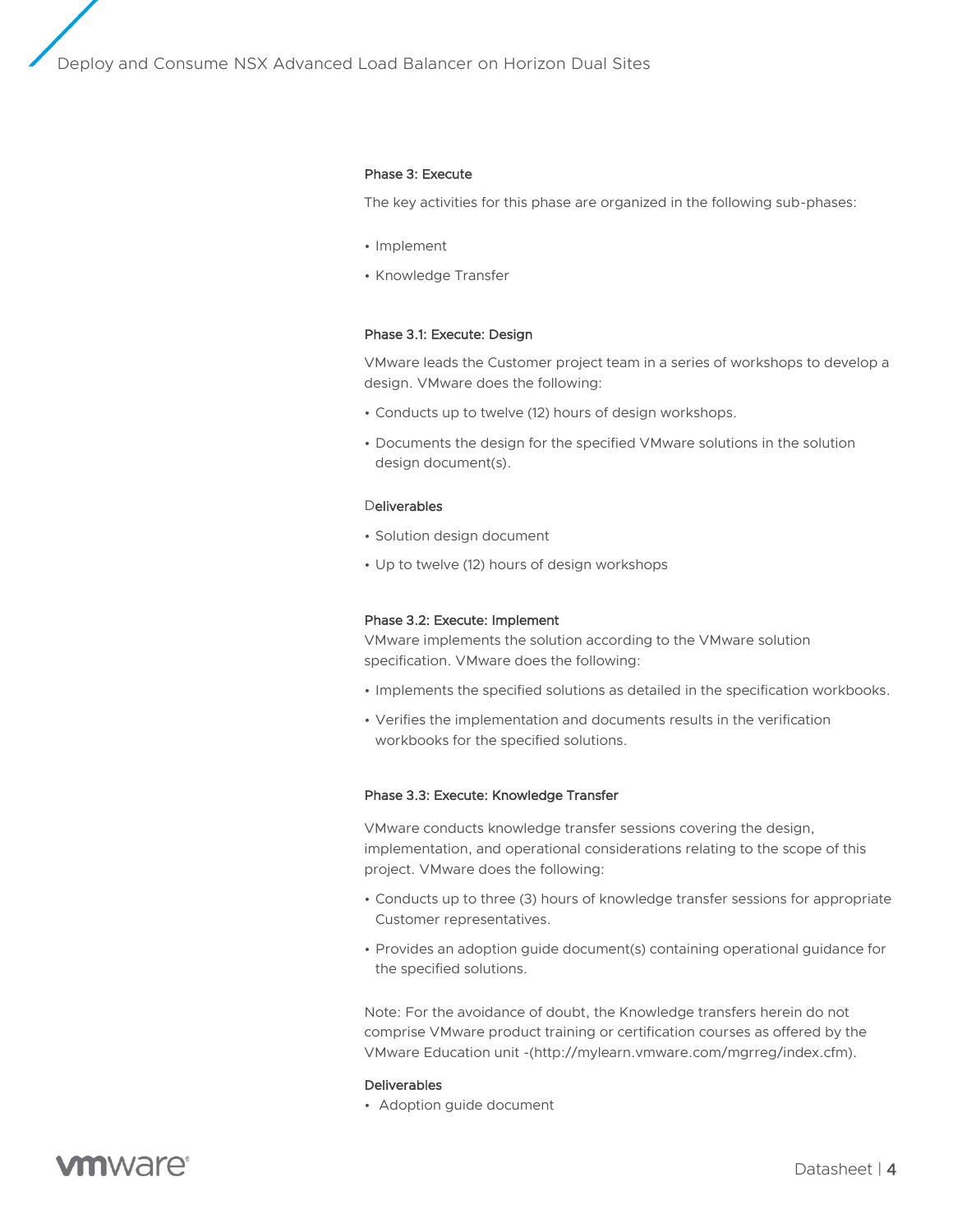#### Phase 3: Execute

The key activities for this phase are organized in the following sub-phases:

- Implement
- Knowledge Transfer

#### Phase 3.1: Execute: Design

VMware leads the Customer project team in a series of workshops to develop a design. VMware does the following:

- Conducts up to twelve (12) hours of design workshops.
- Documents the design for the specified VMware solutions in the solution design document(s).

#### Deliverables

- Solution design document
- Up to twelve (12) hours of design workshops

#### Phase 3.2: Execute: Implement

VMware implements the solution according to the VMware solution specification. VMware does the following:

- Implements the specified solutions as detailed in the specification workbooks.
- Verifies the implementation and documents results in the verification workbooks for the specified solutions.

#### Phase 3.3: Execute: Knowledge Transfer

VMware conducts knowledge transfer sessions covering the design, implementation, and operational considerations relating to the scope of this project. VMware does the following:

- Conducts up to three (3) hours of knowledge transfer sessions for appropriate Customer representatives.
- Provides an adoption guide document(s) containing operational guidance for the specified solutions.

Note: For the avoidance of doubt, the Knowledge transfers herein do not comprise VMware product training or certification courses as offered by the VMware Education unit -(http://mylearn.vmware.com/mgrreg/index.cfm).

#### Deliverables

- Adoption guide document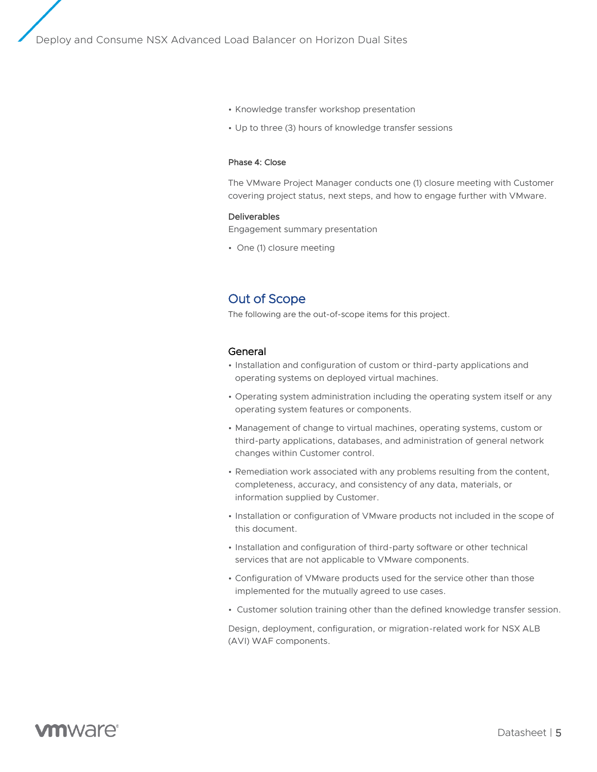- Knowledge transfer workshop presentation
- Up to three (3) hours of knowledge transfer sessions

#### Phase 4: Close

The VMware Project Manager conducts one (1) closure meeting with Customer covering project status, next steps, and how to engage further with VMware.

**Deliverables**

Engagement summary presentation

- One (1) closure meeting

## Out of Scope

The following are the out-of-scope items for this project.

### General

- Installation and configuration of custom or third-party applications and operating systems on deployed virtual machines.
- Operating system administration including the operating system itself or any operating system features or components.
- Management of change to virtual machines, operating systems, custom or third-party applications, databases, and administration of general network changes within Customer control.
- Remediation work associated with any problems resulting from the content, completeness, accuracy, and consistency of any data, materials, or information supplied by Customer.
- Installation or configuration of VMware products not included in the scope of this document.
- Installation and configuration of third-party software or other technical services that are not applicable to VMware components.
- Configuration of VMware products used for the service other than those implemented for the mutually agreed to use cases.
- Customer solution training other than the defined knowledge transfer session.

Design, deployment, configuration, or migration-related work for NSX ALB (AVI) WAF components.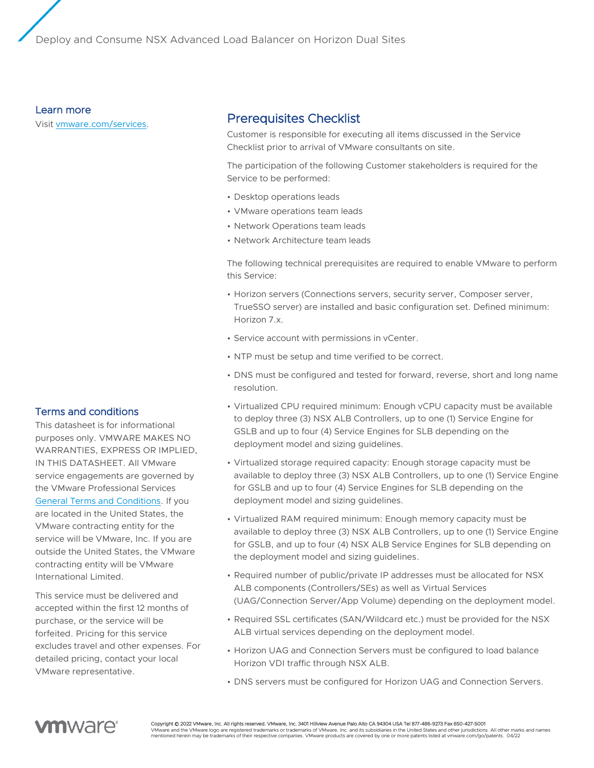## Learn more

Visit vmware.com/services.

## Terms and conditions

This datasheet is for informational purposes only. VMWARE MAKES NO WARRANTIES, EXPRESS OR IMPLIED, IN THIS DATASHEET. All VMware service engagements are governed by the VMware Professional Services General Terms and Conditions. If you are located in the United States, the VMware contracting entity for the service will be VMware, Inc. If you are outside the United States, the VMware contracting entity will be VMware International Limited.

This service must be delivered and accepted within the first 12 months of purchase, or the service will be forfeited. Pricing for this service excludes travel and other expenses. For detailed pricing, contact your local VMware representative.

## Prerequisites Checklist

Customer is responsible for executing all items discussed in the Service Checklist prior to arrival of VMware consultants on site.

The participation of the following Customer stakeholders is required for the Service to be performed:

- Desktop operations leads
- VMware operations team leads
- Network Operations team leads
- Network Architecture team leads

The following technical prerequisites are required to enable VMware to perform this Service:

- Horizon servers (Connections servers, security server, Composer server, TrueSSO server) are installed and basic configuration set. Defined minimum: Horizon 7.x.
- Service account with permissions in vCenter.
- NTP must be setup and time verified to be correct.
- DNS must be configured and tested for forward, reverse, short and long name resolution.
- Virtualized CPU required minimum: Enough vCPU capacity must be available to deploy three (3) NSX ALB Controllers, up to one (1) Service Engine for GSLB and up to four (4) Service Engines for SLB depending on the deployment model and sizing guidelines.
- Virtualized storage required capacity: Enough storage capacity must be available to deploy three (3) NSX ALB Controllers, up to one (1) Service Engine for GSLB and up to four (4) Service Engines for SLB depending on the deployment model and sizing guidelines.
- Virtualized RAM required minimum: Enough memory capacity must be available to deploy three (3) NSX ALB Controllers, up to one (1) Service Engine for GSLB, and up to four (4) NSX ALB Service Engines for SLB depending on the deployment model and sizing guidelines.
- Required number of public/private IP addresses must be allocated for NSX ALB components (Controllers/SEs) as well as Virtual Services (UAG/Connection Server/App Volume) depending on the deployment model.
- Required SSL certificates (SAN/Wildcard etc.) must be provided for the NSX ALB virtual services depending on the deployment model.
- Horizon UAG and Connection Servers must be configured to load balance Horizon VDI traffic through NSX ALB.
- DNS servers must be configured for Horizon UAG and Connection Servers.

Copyright © 2022 VMware, Inc. All rights reserved. VMware, Inc. 3401 Hillview Avenue Palo Alto CA 94304 USA Tel 877-486-9273 Fax 650-427-5001
VMware and the VMware logo are registered trademarks or trademarks of VMware, Inc. and its subsidiaries in the United States and other jurisdictions. All other marks and names mentioned herein may be trademarks of their respective companies. VMware products are covered by one or more patents listed at vmware.com/go/patents. 04/22